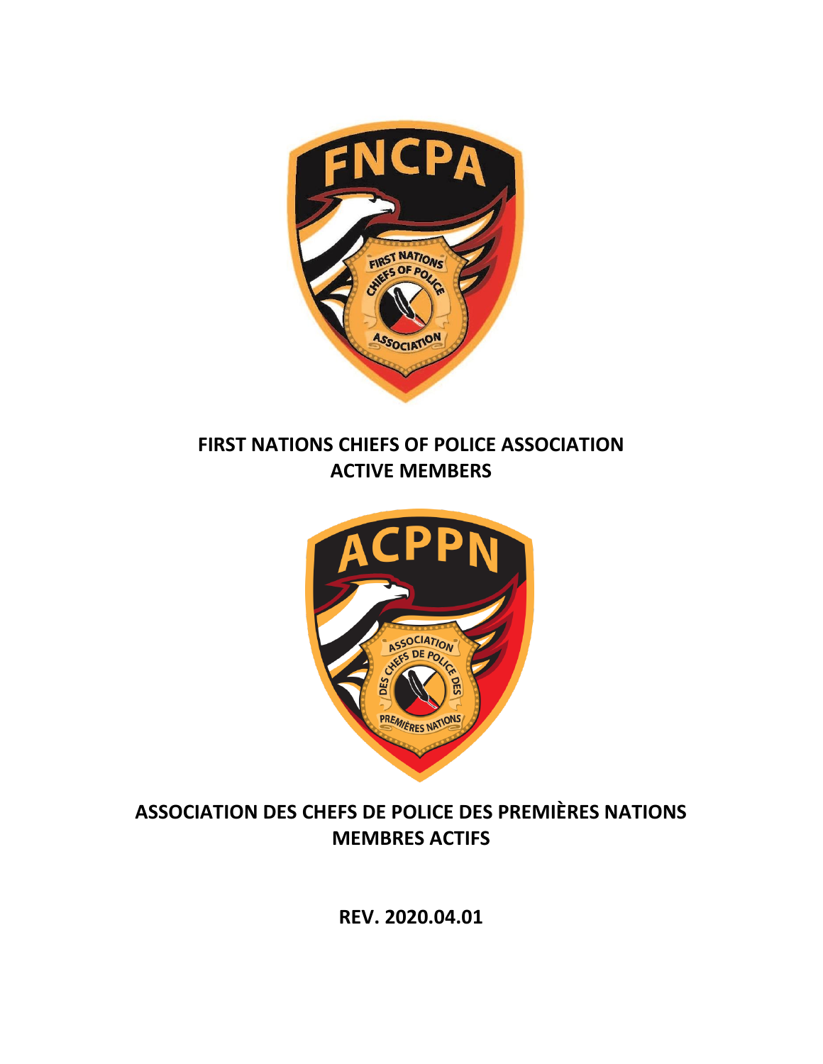# FIRST NATIONS CHIEFS OF POLICE ASSOCIATION
## ACTIVE MEMBERS

# ASSOCIATION DES CHEFS DE POLICE DES PREMIÈRES NATIONS
## MEMBRES ACTIFS

**REV. 2020.04.01**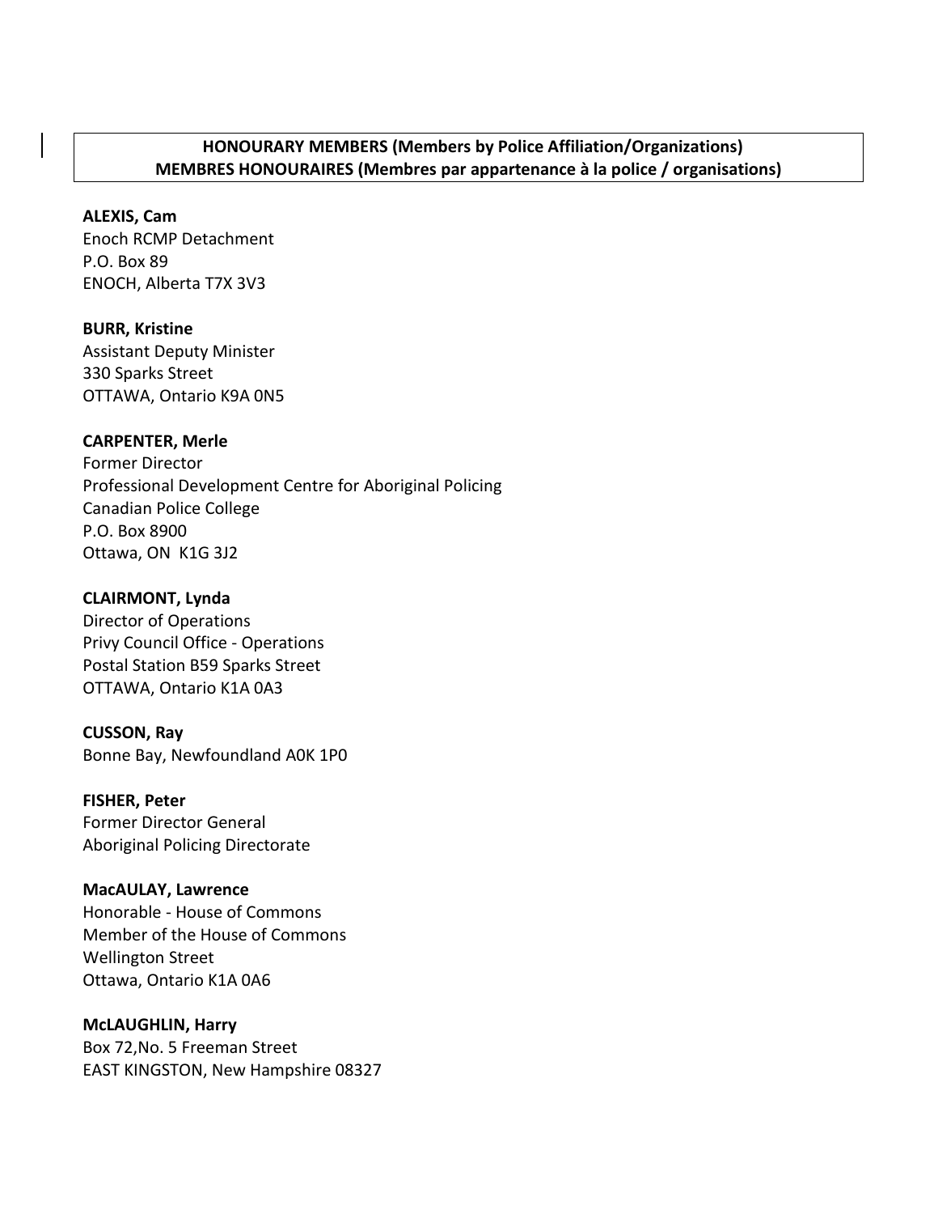**HONOURARY MEMBERS (Members by Police Affiliation/Organizations)**
**MEMBRES HONOURAIRES (Membres par appartenance à la police / organisations)**

**ALEXIS, Cam**
Enoch RCMP Detachment
P.O. Box 89
ENOCH, Alberta T7X 3V3

**BURR, Kristine**
Assistant Deputy Minister
330 Sparks Street
OTTAWA, Ontario K9A 0N5

**CARPENTER, Merle**
Former Director
Professional Development Centre for Aboriginal Policing
Canadian Police College
P.O. Box 8900
Ottawa, ON K1G 3J2

**CLAIRMONT, Lynda**
Director of Operations
Privy Council Office - Operations
Postal Station B59 Sparks Street
OTTAWA, Ontario K1A 0A3

**CUSSON, Ray**
Bonne Bay, Newfoundland A0K 1P0

**FISHER, Peter**
Former Director General
Aboriginal Policing Directorate

**MacAULAY, Lawrence**
Honorable - House of Commons
Member of the House of Commons
Wellington Street
Ottawa, Ontario K1A 0A6

**McLAUGHLIN, Harry**
Box 72,No. 5 Freeman Street
EAST KINGSTON, New Hampshire 08327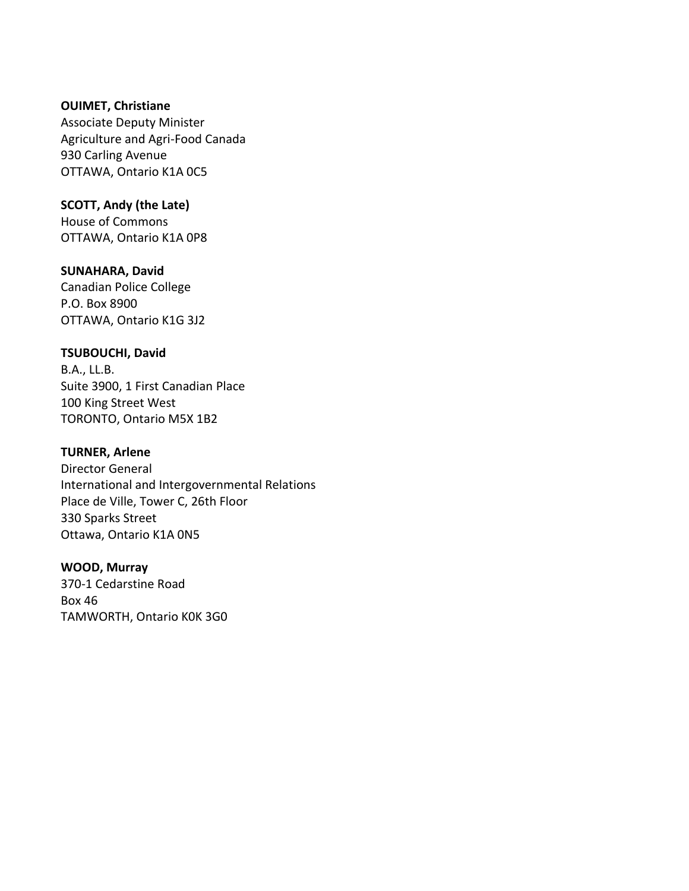**OUIMET, Christiane**
Associate Deputy Minister
Agriculture and Agri-Food Canada
930 Carling Avenue
OTTAWA, Ontario K1A 0C5

**SCOTT, Andy (the Late)**
House of Commons
OTTAWA, Ontario K1A 0P8

**SUNAHARA, David**
Canadian Police College
P.O. Box 8900
OTTAWA, Ontario K1G 3J2

**TSUBOUCHI, David**
B.A., LL.B.
Suite 3900, 1 First Canadian Place
100 King Street West
TORONTO, Ontario M5X 1B2

**TURNER, Arlene**
Director General
International and Intergovernmental Relations
Place de Ville, Tower C, 26th Floor
330 Sparks Street
Ottawa, Ontario K1A 0N5

**WOOD, Murray**
370-1 Cedarstine Road
Box 46
TAMWORTH, Ontario K0K 3G0